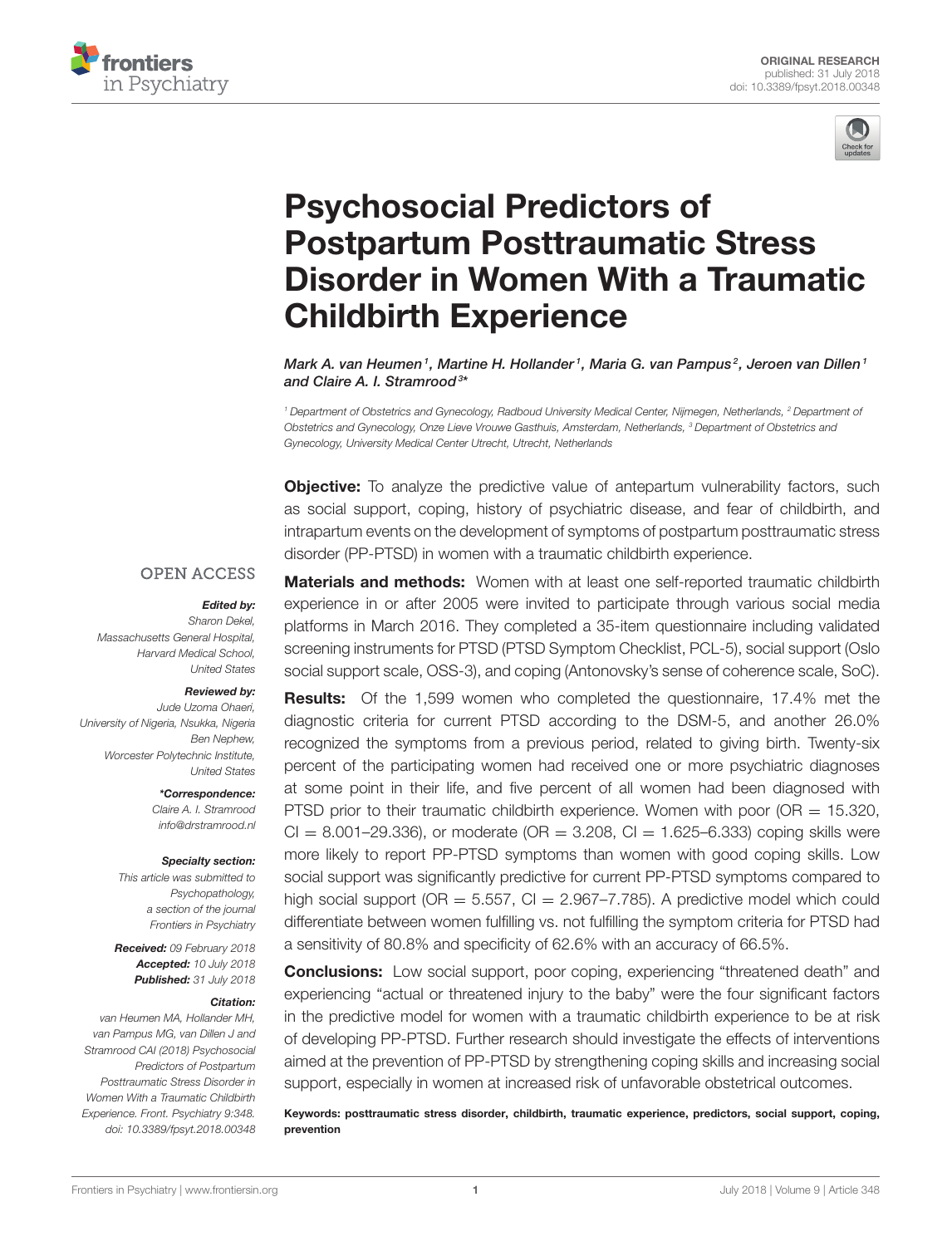ORIGINAL RESEARCH
published: 31 July 2018
doi: 10.3389/fpsyt.2018.00348

# Psychosocial Predictors of Postpartum Posttraumatic Stress Disorder in Women With a Traumatic Childbirth Experience

*Mark A. van Heumen[1], Martine H. Hollander[1], Maria G. van Pampus[2], Jeroen van Dillen[1] and Claire A. I. Stramrood[3]\**

[1] Department of Obstetrics and Gynecology, Radboud University Medical Center, Nijmegen, Netherlands, [2] Department of Obstetrics and Gynecology, Onze Lieve Vrouwe Gasthuis, Amsterdam, Netherlands, [3] Department of Obstetrics and Gynecology, University Medical Center Utrecht, Utrecht, Netherlands

**Objective:** To analyze the predictive value of antepartum vulnerability factors, such as social support, coping, history of psychiatric disease, and fear of childbirth, and intrapartum events on the development of symptoms of postpartum posttraumatic stress disorder (PP-PTSD) in women with a traumatic childbirth experience.

**Materials and methods:** Women with at least one self-reported traumatic childbirth experience in or after 2005 were invited to participate through various social media platforms in March 2016. They completed a 35-item questionnaire including validated screening instruments for PTSD (PTSD Symptom Checklist, PCL-5), social support (Oslo social support scale, OSS-3), and coping (Antonovsky's sense of coherence scale, SoC).

**Results:** Of the 1,599 women who completed the questionnaire, 17.4% met the diagnostic criteria for current PTSD according to the DSM-5, and another 26.0% recognized the symptoms from a previous period, related to giving birth. Twenty-six percent of the participating women had received one or more psychiatric diagnoses at some point in their life, and five percent of all women had been diagnosed with PTSD prior to their traumatic childbirth experience. Women with poor (OR = 15.320, CI = 8.001–29.336), or moderate (OR = 3.208, CI = 1.625–6.333) coping skills were more likely to report PP-PTSD symptoms than women with good coping skills. Low social support was significantly predictive for current PP-PTSD symptoms compared to high social support (OR = 5.557, CI = 2.967–7.785). A predictive model which could differentiate between women fulfilling vs. not fulfilling the symptom criteria for PTSD had a sensitivity of 80.8% and specificity of 62.6% with an accuracy of 66.5%.

**Conclusions:** Low social support, poor coping, experiencing "threatened death" and experiencing "actual or threatened injury to the baby" were the four significant factors in the predictive model for women with a traumatic childbirth experience to be at risk of developing PP-PTSD. Further research should investigate the effects of interventions aimed at the prevention of PP-PTSD by strengthening coping skills and increasing social support, especially in women at increased risk of unfavorable obstetrical outcomes.

**Keywords: posttraumatic stress disorder, childbirth, traumatic experience, predictors, social support, coping, prevention**

OPEN ACCESS

***Edited by:***
*Sharon Dekel, Massachusetts General Hospital, Harvard Medical School, United States*

***Reviewed by:***
*Jude Uzoma Ohaeri, University of Nigeria, Nsukka, Nigeria*
*Ben Nephew, Worcester Polytechnic Institute, United States*

***\*Correspondence:***
*Claire A. I. Stramrood*
*info@drstramrood.nl*

***Specialty section:***
*This article was submitted to Psychopathology, a section of the journal Frontiers in Psychiatry*

***Received:*** *09 February 2018*
***Accepted:*** *10 July 2018*
***Published:*** *31 July 2018*

***Citation:***
*van Heumen MA, Hollander MH, van Pampus MG, van Dillen J and Stramrood CAI (2018) Psychosocial Predictors of Postpartum Posttraumatic Stress Disorder in Women With a Traumatic Childbirth Experience. Front. Psychiatry 9:348. doi: 10.3389/fpsyt.2018.00348*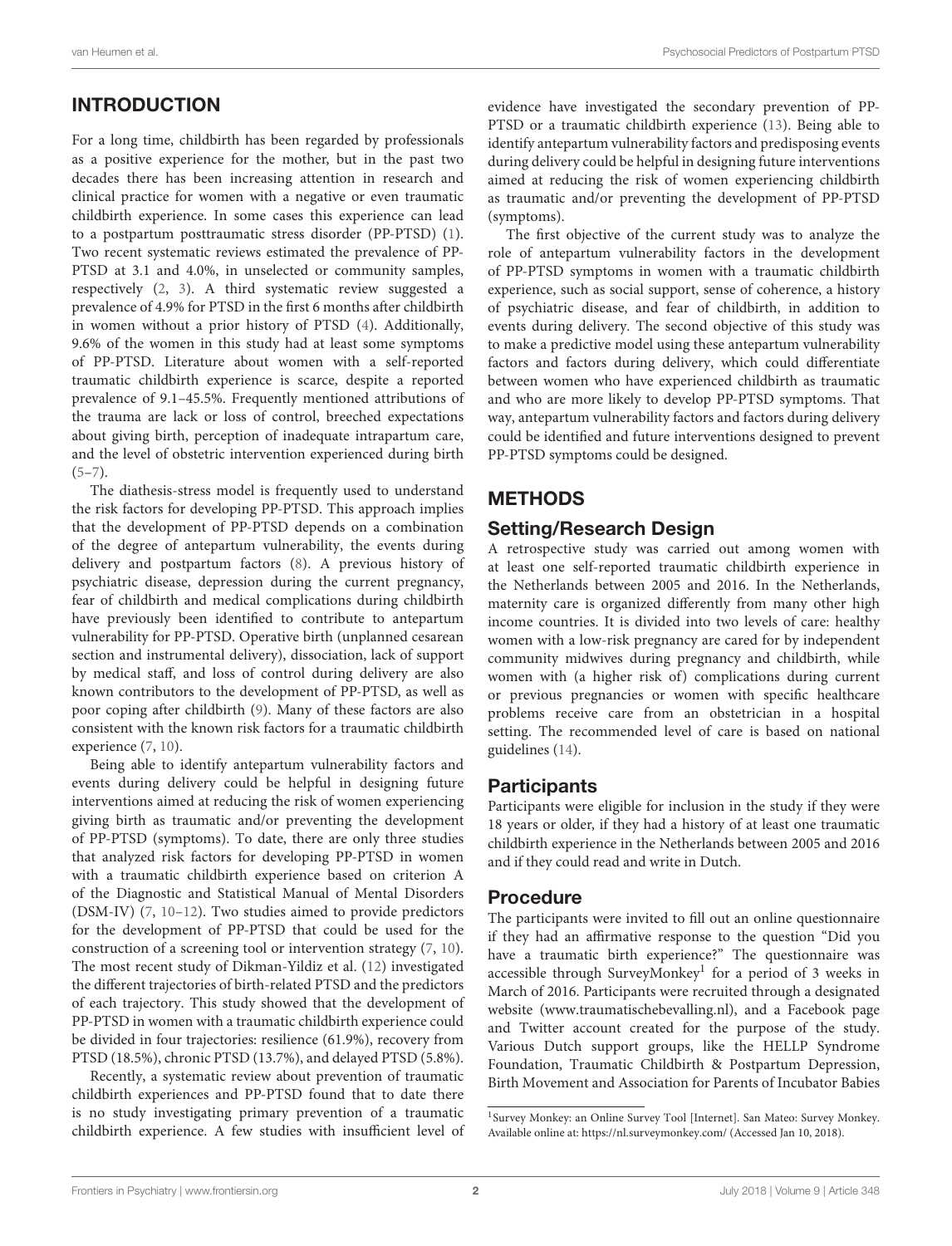## INTRODUCTION

For a long time, childbirth has been regarded by professionals as a positive experience for the mother, but in the past two decades there has been increasing attention in research and clinical practice for women with a negative or even traumatic childbirth experience. In some cases this experience can lead to a postpartum posttraumatic stress disorder (PP-PTSD) (1). Two recent systematic reviews estimated the prevalence of PP-PTSD at 3.1 and 4.0%, in unselected or community samples, respectively (2, 3). A third systematic review suggested a prevalence of 4.9% for PTSD in the first 6 months after childbirth in women without a prior history of PTSD (4). Additionally, 9.6% of the women in this study had at least some symptoms of PP-PTSD. Literature about women with a self-reported traumatic childbirth experience is scarce, despite a reported prevalence of 9.1–45.5%. Frequently mentioned attributions of the trauma are lack or loss of control, breeched expectations about giving birth, perception of inadequate intrapartum care, and the level of obstetric intervention experienced during birth (5–7).

The diathesis-stress model is frequently used to understand the risk factors for developing PP-PTSD. This approach implies that the development of PP-PTSD depends on a combination of the degree of antepartum vulnerability, the events during delivery and postpartum factors (8). A previous history of psychiatric disease, depression during the current pregnancy, fear of childbirth and medical complications during childbirth have previously been identified to contribute to antepartum vulnerability for PP-PTSD. Operative birth (unplanned cesarean section and instrumental delivery), dissociation, lack of support by medical staff, and loss of control during delivery are also known contributors to the development of PP-PTSD, as well as poor coping after childbirth (9). Many of these factors are also consistent with the known risk factors for a traumatic childbirth experience (7, 10).

Being able to identify antepartum vulnerability factors and events during delivery could be helpful in designing future interventions aimed at reducing the risk of women experiencing giving birth as traumatic and/or preventing the development of PP-PTSD (symptoms). To date, there are only three studies that analyzed risk factors for developing PP-PTSD in women with a traumatic childbirth experience based on criterion A of the Diagnostic and Statistical Manual of Mental Disorders (DSM-IV) (7, 10–12). Two studies aimed to provide predictors for the development of PP-PTSD that could be used for the construction of a screening tool or intervention strategy (7, 10). The most recent study of Dikman-Yildiz et al. (12) investigated the different trajectories of birth-related PTSD and the predictors of each trajectory. This study showed that the development of PP-PTSD in women with a traumatic childbirth experience could be divided in four trajectories: resilience (61.9%), recovery from PTSD (18.5%), chronic PTSD (13.7%), and delayed PTSD (5.8%).

Recently, a systematic review about prevention of traumatic childbirth experiences and PP-PTSD found that to date there is no study investigating primary prevention of a traumatic childbirth experience. A few studies with insufficient level of evidence have investigated the secondary prevention of PP-PTSD or a traumatic childbirth experience (13). Being able to identify antepartum vulnerability factors and predisposing events during delivery could be helpful in designing future interventions aimed at reducing the risk of women experiencing childbirth as traumatic and/or preventing the development of PP-PTSD (symptoms).

The first objective of the current study was to analyze the role of antepartum vulnerability factors in the development of PP-PTSD symptoms in women with a traumatic childbirth experience, such as social support, sense of coherence, a history of psychiatric disease, and fear of childbirth, in addition to events during delivery. The second objective of this study was to make a predictive model using these antepartum vulnerability factors and factors during delivery, which could differentiate between women who have experienced childbirth as traumatic and who are more likely to develop PP-PTSD symptoms. That way, antepartum vulnerability factors and factors during delivery could be identified and future interventions designed to prevent PP-PTSD symptoms could be designed.

## METHODS

### Setting/Research Design

A retrospective study was carried out among women with at least one self-reported traumatic childbirth experience in the Netherlands between 2005 and 2016. In the Netherlands, maternity care is organized differently from many other high income countries. It is divided into two levels of care: healthy women with a low-risk pregnancy are cared for by independent community midwives during pregnancy and childbirth, while women with (a higher risk of) complications during current or previous pregnancies or women with specific healthcare problems receive care from an obstetrician in a hospital setting. The recommended level of care is based on national guidelines (14).

### Participants

Participants were eligible for inclusion in the study if they were 18 years or older, if they had a history of at least one traumatic childbirth experience in the Netherlands between 2005 and 2016 and if they could read and write in Dutch.

### Procedure

The participants were invited to fill out an online questionnaire if they had an affirmative response to the question "Did you have a traumatic birth experience?" The questionnaire was accessible through SurveyMonkey[1] for a period of 3 weeks in March of 2016. Participants were recruited through a designated website (www.traumatischebevalling.nl), and a Facebook page and Twitter account created for the purpose of the study. Various Dutch support groups, like the HELLP Syndrome Foundation, Traumatic Childbirth & Postpartum Depression, Birth Movement and Association for Parents of Incubator Babies

[1] Survey Monkey: an Online Survey Tool [Internet]. San Mateo: Survey Monkey. Available online at: https://nl.surveymonkey.com/ (Accessed Jan 10, 2018).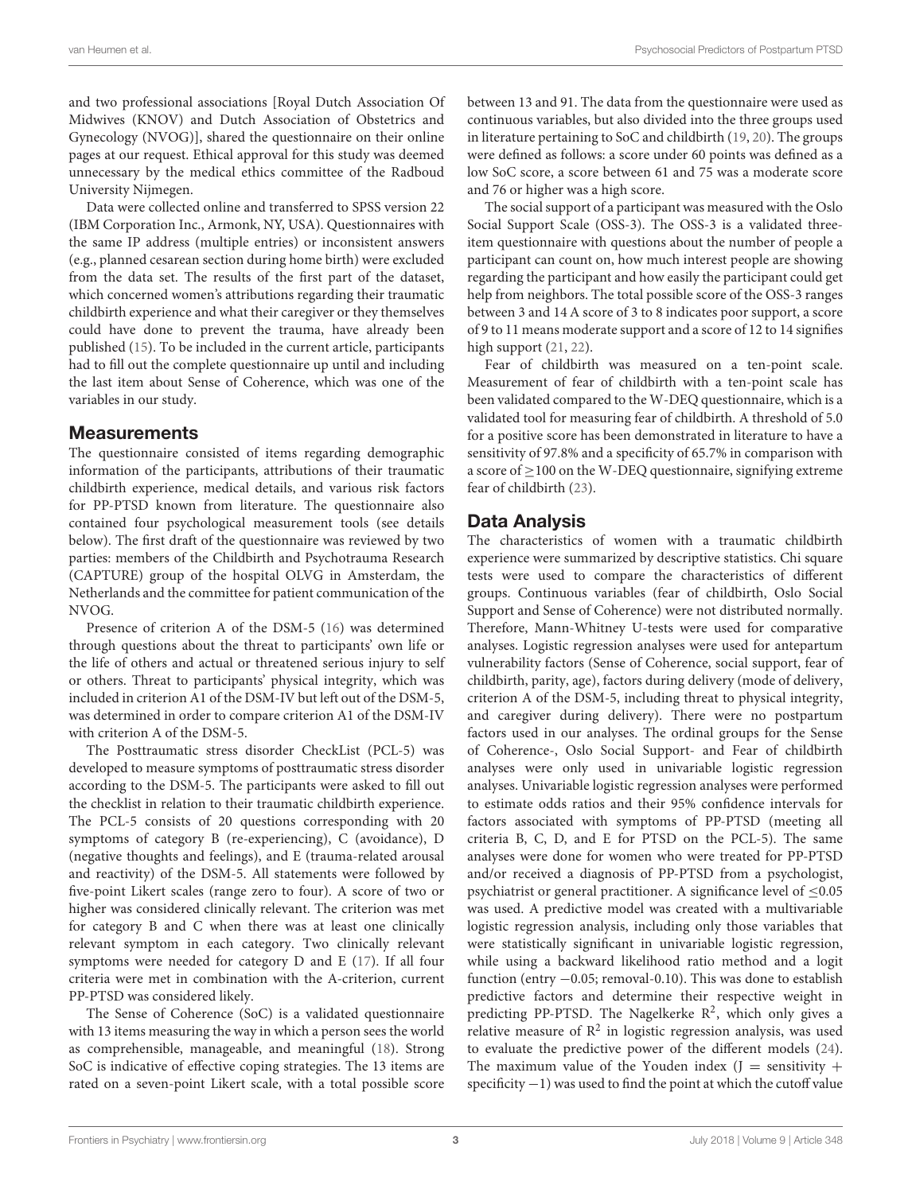and two professional associations [Royal Dutch Association Of Midwives (KNOV) and Dutch Association of Obstetrics and Gynecology (NVOG)], shared the questionnaire on their online pages at our request. Ethical approval for this study was deemed unnecessary by the medical ethics committee of the Radboud University Nijmegen.

Data were collected online and transferred to SPSS version 22 (IBM Corporation Inc., Armonk, NY, USA). Questionnaires with the same IP address (multiple entries) or inconsistent answers (e.g., planned cesarean section during home birth) were excluded from the data set. The results of the first part of the dataset, which concerned women's attributions regarding their traumatic childbirth experience and what their caregiver or they themselves could have done to prevent the trauma, have already been published (15). To be included in the current article, participants had to fill out the complete questionnaire up until and including the last item about Sense of Coherence, which was one of the variables in our study.

## Measurements

The questionnaire consisted of items regarding demographic information of the participants, attributions of their traumatic childbirth experience, medical details, and various risk factors for PP-PTSD known from literature. The questionnaire also contained four psychological measurement tools (see details below). The first draft of the questionnaire was reviewed by two parties: members of the Childbirth and Psychotrauma Research (CAPTURE) group of the hospital OLVG in Amsterdam, the Netherlands and the committee for patient communication of the NVOG.

Presence of criterion A of the DSM-5 (16) was determined through questions about the threat to participants' own life or the life of others and actual or threatened serious injury to self or others. Threat to participants' physical integrity, which was included in criterion A1 of the DSM-IV but left out of the DSM-5, was determined in order to compare criterion A1 of the DSM-IV with criterion A of the DSM-5.

The Posttraumatic stress disorder CheckList (PCL-5) was developed to measure symptoms of posttraumatic stress disorder according to the DSM-5. The participants were asked to fill out the checklist in relation to their traumatic childbirth experience. The PCL-5 consists of 20 questions corresponding with 20 symptoms of category B (re-experiencing), C (avoidance), D (negative thoughts and feelings), and E (trauma-related arousal and reactivity) of the DSM-5. All statements were followed by five-point Likert scales (range zero to four). A score of two or higher was considered clinically relevant. The criterion was met for category B and C when there was at least one clinically relevant symptom in each category. Two clinically relevant symptoms were needed for category D and E (17). If all four criteria were met in combination with the A-criterion, current PP-PTSD was considered likely.

The Sense of Coherence (SoC) is a validated questionnaire with 13 items measuring the way in which a person sees the world as comprehensible, manageable, and meaningful (18). Strong SoC is indicative of effective coping strategies. The 13 items are rated on a seven-point Likert scale, with a total possible score between 13 and 91. The data from the questionnaire were used as continuous variables, but also divided into the three groups used in literature pertaining to SoC and childbirth (19, 20). The groups were defined as follows: a score under 60 points was defined as a low SoC score, a score between 61 and 75 was a moderate score and 76 or higher was a high score.

The social support of a participant was measured with the Oslo Social Support Scale (OSS-3). The OSS-3 is a validated three-item questionnaire with questions about the number of people a participant can count on, how much interest people are showing regarding the participant and how easily the participant could get help from neighbors. The total possible score of the OSS-3 ranges between 3 and 14 A score of 3 to 8 indicates poor support, a score of 9 to 11 means moderate support and a score of 12 to 14 signifies high support (21, 22).

Fear of childbirth was measured on a ten-point scale. Measurement of fear of childbirth with a ten-point scale has been validated compared to the W-DEQ questionnaire, which is a validated tool for measuring fear of childbirth. A threshold of 5.0 for a positive score has been demonstrated in literature to have a sensitivity of 97.8% and a specificity of 65.7% in comparison with a score of $\geq$100 on the W-DEQ questionnaire, signifying extreme fear of childbirth (23).

## Data Analysis

The characteristics of women with a traumatic childbirth experience were summarized by descriptive statistics. Chi square tests were used to compare the characteristics of different groups. Continuous variables (fear of childbirth, Oslo Social Support and Sense of Coherence) were not distributed normally. Therefore, Mann-Whitney U-tests were used for comparative analyses. Logistic regression analyses were used for antepartum vulnerability factors (Sense of Coherence, social support, fear of childbirth, parity, age), factors during delivery (mode of delivery, criterion A of the DSM-5, including threat to physical integrity, and caregiver during delivery). There were no postpartum factors used in our analyses. The ordinal groups for the Sense of Coherence-, Oslo Social Support- and Fear of childbirth analyses were only used in univariable logistic regression analyses. Univariable logistic regression analyses were performed to estimate odds ratios and their 95% confidence intervals for factors associated with symptoms of PP-PTSD (meeting all criteria B, C, D, and E for PTSD on the PCL-5). The same analyses were done for women who were treated for PP-PTSD and/or received a diagnosis of PP-PTSD from a psychologist, psychiatrist or general practitioner. A significance level of $\leq$0.05 was used. A predictive model was created with a multivariable logistic regression analysis, including only those variables that were statistically significant in univariable logistic regression, while using a backward likelihood ratio method and a logit function (entry −0.05; removal-0.10). This was done to establish predictive factors and determine their respective weight in predicting PP-PTSD. The Nagelkerke $R^2$, which only gives a relative measure of $R^2$ in logistic regression analysis, was used to evaluate the predictive power of the different models (24). The maximum value of the Youden index ($J$ = sensitivity + specificity −1) was used to find the point at which the cutoff value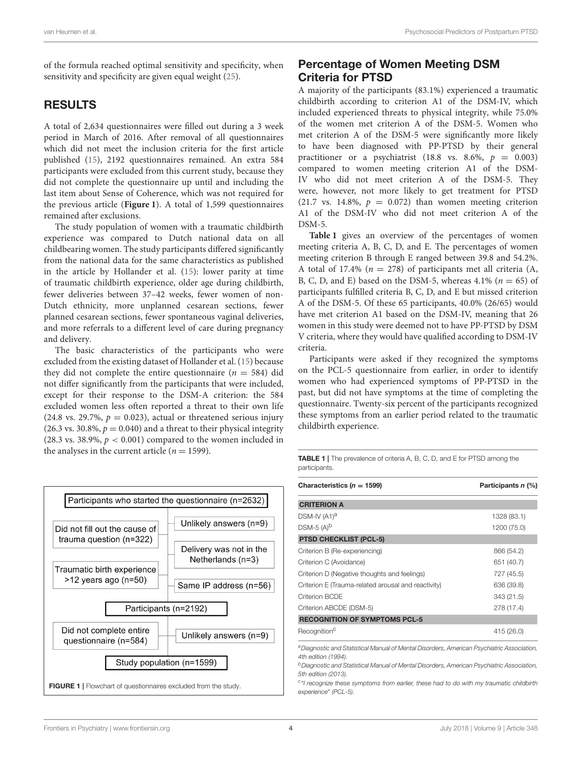of the formula reached optimal sensitivity and specificity, when sensitivity and specificity are given equal weight (25).

## RESULTS

A total of 2,634 questionnaires were filled out during a 3 week period in March of 2016. After removal of all questionnaires which did not meet the inclusion criteria for the first article published (15), 2192 questionnaires remained. An extra 584 participants were excluded from this current study, because they did not complete the questionnaire up until and including the last item about Sense of Coherence, which was not required for the previous article (**Figure 1**). A total of 1,599 questionnaires remained after exclusions.

The study population of women with a traumatic childbirth experience was compared to Dutch national data on all childbearing women. The study participants differed significantly from the national data for the same characteristics as published in the article by Hollander et al. (15): lower parity at time of traumatic childbirth experience, older age during childbirth, fewer deliveries between 37–42 weeks, fewer women of non-Dutch ethnicity, more unplanned cesarean sections, fewer planned cesarean sections, fewer spontaneous vaginal deliveries, and more referrals to a different level of care during pregnancy and delivery.

The basic characteristics of the participants who were excluded from the existing dataset of Hollander et al. (15) because they did not complete the entire questionnaire ($n = 584$) did not differ significantly from the participants that were included, except for their response to the DSM-A criterion: the 584 excluded women less often reported a threat to their own life (24.8 vs. 29.7%, $p = 0.023$), actual or threatened serious injury (26.3 vs. 30.8%, $p = 0.040$) and a threat to their physical integrity (28.3 vs. 38.9%, $p < 0.001$) compared to the women included in the analyses in the current article ($n = 1599$).

Participants who started the questionnaire (n=2632)
- Did not fill out the cause of trauma question (n=322)
- Unlikely answers (n=9)
- Delivery was not in the Netherlands (n=3)
- Traumatic birth experience >12 years ago (n=50)
- Same IP address (n=56)

Participants (n=2192)
- Did not complete entire questionnaire (n=584)
- Unlikely answers (n=9)

Study population (n=1599)

**FIGURE 1 |** Flowchart of questionnaires excluded from the study.

## Percentage of Women Meeting DSM Criteria for PTSD

A majority of the participants (83.1%) experienced a traumatic childbirth according to criterion A1 of the DSM-IV, which included experienced threats to physical integrity, while 75.0% of the women met criterion A of the DSM-5. Women who met criterion A of the DSM-5 were significantly more likely to have been diagnosed with PP-PTSD by their general practitioner or a psychiatrist (18.8 vs. 8.6%, $p = 0.003$) compared to women meeting criterion A1 of the DSM-IV who did not meet criterion A of the DSM-5. They were, however, not more likely to get treatment for PTSD (21.7 vs. 14.8%, $p = 0.072$) than women meeting criterion A1 of the DSM-IV who did not meet criterion A of the DSM-5.

**Table 1** gives an overview of the percentages of women meeting criteria A, B, C, D, and E. The percentages of women meeting criterion B through E ranged between 39.8 and 54.2%. A total of 17.4% ($n = 278$) of participants met all criteria (A, B, C, D, and E) based on the DSM-5, whereas 4.1% ($n = 65$) of participants fulfilled criteria B, C, D, and E but missed criterion A of the DSM-5. Of these 65 participants, 40.0% (26/65) would have met criterion A1 based on the DSM-IV, meaning that 26 women in this study were deemed not to have PP-PTSD by DSM V criteria, where they would have qualified according to DSM-IV criteria.

Participants were asked if they recognized the symptoms on the PCL-5 questionnaire from earlier, in order to identify women who had experienced symptoms of PP-PTSD in the past, but did not have symptoms at the time of completing the questionnaire. Twenty-six percent of the participants recognized these symptoms from an earlier period related to the traumatic childbirth experience.

**TABLE 1 |** The prevalence of criteria A, B, C, D, and E for PTSD among the participants.

| Characteristics ($n = 1599$) | Participants *n* (%) |
|---|---|
| **CRITERION A** | |
| DSM-IV (A1)[a] | 1328 (83.1) |
| DSM-5 (A)[b] | 1200 (75.0) |
| **PTSD CHECKLIST (PCL-5)** | |
| Criterion B (Re-experiencing) | 866 (54.2) |
| Criterion C (Avoidance) | 651 (40.7) |
| Criterion D (Negative thoughts and feelings) | 727 (45.5) |
| Criterion E (Trauma-related arousal and reactivity) | 636 (39.8) |
| Criterion BCDE | 343 (21.5) |
| Criterion ABCDE (DSM-5) | 278 (17.4) |
| **RECOGNITION OF SYMPTOMS PCL-5** | |
| Recognition[c] | 415 (26.0) |

[a]*Diagnostic and Statistical Manual of Mental Disorders, American Psychiatric Association, 4th edition (1994).*

[b]*Diagnostic and Statistical Manual of Mental Disorders, American Psychiatric Association, 5th edition (2013).*

[c]*"I recognize these symptoms from earlier, these had to do with my traumatic childbirth experience" (PCL-5).*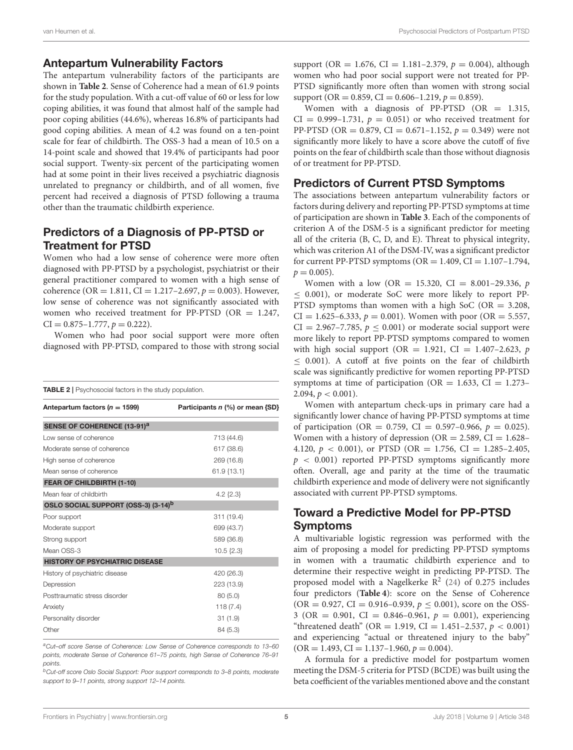## Antepartum Vulnerability Factors

The antepartum vulnerability factors of the participants are shown in **Table 2**. Sense of Coherence had a mean of 61.9 points for the study population. With a cut-off value of 60 or less for low coping abilities, it was found that almost half of the sample had poor coping abilities (44.6%), whereas 16.8% of participants had good coping abilities. A mean of 4.2 was found on a ten-point scale for fear of childbirth. The OSS-3 had a mean of 10.5 on a 14-point scale and showed that 19.4% of participants had poor social support. Twenty-six percent of the participating women had at some point in their lives received a psychiatric diagnosis unrelated to pregnancy or childbirth, and of all women, five percent had received a diagnosis of PTSD following a trauma other than the traumatic childbirth experience.

## Predictors of a Diagnosis of PP-PTSD or Treatment for PTSD

Women who had a low sense of coherence were more often diagnosed with PP-PTSD by a psychologist, psychiatrist or their general practitioner compared to women with a high sense of coherence (OR = 1.811, CI = 1.217–2.697, $p = 0.003$). However, low sense of coherence was not significantly associated with women who received treatment for PP-PTSD (OR = 1.247, CI = 0.875–1.777, $p = 0.222$).

Women who had poor social support were more often diagnosed with PP-PTSD, compared to those with strong social support (OR = 1.676, CI = 1.181–2.379, $p = 0.004$), although women who had poor social support were not treated for PP-PTSD significantly more often than women with strong social support (OR = 0.859, CI = 0.606–1.219, $p = 0.859$).

Women with a diagnosis of PP-PTSD (OR = 1.315, CI = 0.999–1.731, $p = 0.051$) or who received treatment for PP-PTSD (OR = 0.879, CI = 0.671–1.152, $p = 0.349$) were not significantly more likely to have a score above the cutoff of five points on the fear of childbirth scale than those without diagnosis of or treatment for PP-PTSD.

**TABLE 2** | Psychosocial factors in the study population.

| Antepartum factors ($n = 1599$) | Participants $n$ (%) or mean {SD} |
|---|---|
| **SENSE OF COHERENCE (13-91)[a]** | |
| Low sense of coherence | 713 (44.6) |
| Moderate sense of coherence | 617 (38.6) |
| High sense of coherence | 269 (16.8) |
| Mean sense of coherence | 61.9 {13.1} |
| **FEAR OF CHILDBIRTH (1-10)** | |
| Mean fear of childbirth | 4.2 {2.3} |
| **OSLO SOCIAL SUPPORT (OSS-3) (3-14)[b]** | |
| Poor support | 311 (19.4) |
| Moderate support | 699 (43.7) |
| Strong support | 589 (36.8) |
| Mean OSS-3 | 10.5 {2.3} |
| **HISTORY OF PSYCHIATRIC DISEASE** | |
| History of psychiatric disease | 420 (26.3) |
| Depression | 223 (13.9) |
| Posttraumatic stress disorder | 80 (5.0) |
| Anxiety | 118 (7.4) |
| Personality disorder | 31 (1.9) |
| Other | 84 (5.3) |

[a]Cut-off score Sense of Coherence: Low Sense of Coherence corresponds to 13–60 points, moderate Sense of Coherence 61–75 points, high Sense of Coherence 76–91 points.

[b]Cut-off score Oslo Social Support: Poor support corresponds to 3–8 points, moderate support to 9–11 points, strong support 12–14 points.

## Predictors of Current PTSD Symptoms

The associations between antepartum vulnerability factors or factors during delivery and reporting PP-PTSD symptoms at time of participation are shown in **Table 3**. Each of the components of criterion A of the DSM-5 is a significant predictor for meeting all of the criteria (B, C, D, and E). Threat to physical integrity, which was criterion A1 of the DSM-IV, was a significant predictor for current PP-PTSD symptoms (OR = 1.409, CI = 1.107–1.794, $p = 0.005$).

Women with a low (OR = 15.320, CI = 8.001–29.336, $p \leq 0.001$), or moderate SoC were more likely to report PP-PTSD symptoms than women with a high SoC (OR = 3.208, CI = 1.625–6.333, $p = 0.001$). Women with poor (OR = 5.557, CI = 2.967–7.785, $p \leq 0.001$) or moderate social support were more likely to report PP-PTSD symptoms compared to women with high social support (OR = 1.921, CI = 1.407–2.623, $p \leq 0.001$). A cutoff at five points on the fear of childbirth scale was significantly predictive for women reporting PP-PTSD symptoms at time of participation (OR = 1.633, CI = 1.273–2.094, $p < 0.001$).

Women with antepartum check-ups in primary care had a significantly lower chance of having PP-PTSD symptoms at time of participation (OR = 0.759, CI = 0.597–0.966, $p = 0.025$). Women with a history of depression (OR = 2.589, CI = 1.628–4.120, $p < 0.001$), or PTSD (OR = 1.756, CI = 1.285–2.405, $p < 0.001$) reported PP-PTSD symptoms significantly more often. Overall, age and parity at the time of the traumatic childbirth experience and mode of delivery were not significantly associated with current PP-PTSD symptoms.

## Toward a Predictive Model for PP-PTSD Symptoms

A multivariable logistic regression was performed with the aim of proposing a model for predicting PP-PTSD symptoms in women with a traumatic childbirth experience and to determine their respective weight in predicting PP-PTSD. The proposed model with a Nagelkerke $R^2$ (24) of 0.275 includes four predictors (**Table 4**): score on the Sense of Coherence (OR = 0.927, CI = 0.916–0.939, $p \leq 0.001$), score on the OSS-3 (OR = 0.901, CI = 0.846–0.961, $p = 0.001$), experiencing "threatened death" (OR = 1.919, CI = 1.451–2.537, $p < 0.001$) and experiencing "actual or threatened injury to the baby" (OR = 1.493, CI = 1.137–1.960, $p = 0.004$).

A formula for a predictive model for postpartum women meeting the DSM-5 criteria for PTSD (BCDE) was built using the beta coefficient of the variables mentioned above and the constant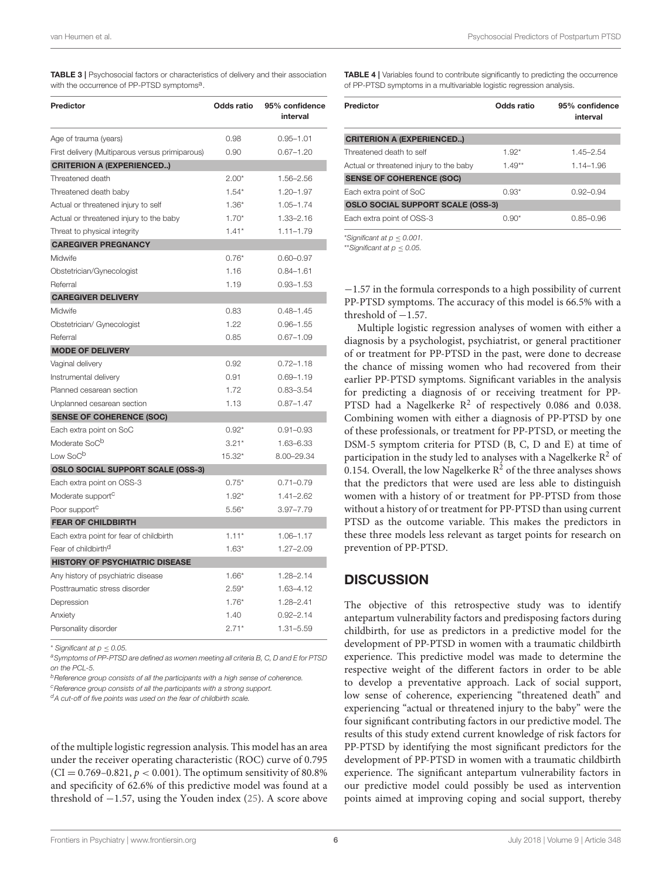**TABLE 3 |** Psychosocial factors or characteristics of delivery and their association with the occurrence of PP-PTSD symptoms[a].

| Predictor | Odds ratio | 95% confidence interval |
|---|---|---|
| Age of trauma (years) | 0.98 | 0.95–1.01 |
| First delivery (Multiparous versus primiparous) | 0.90 | 0.67–1.20 |
| **CRITERION A (EXPERIENCED..)** | | |
| Threatened death | 2.00* | 1.56–2.56 |
| Threatened death baby | 1.54* | 1.20–1.97 |
| Actual or threatened injury to self | 1.36* | 1.05–1.74 |
| Actual or threatened injury to the baby | 1.70* | 1.33–2.16 |
| Threat to physical integrity | 1.41* | 1.11–1.79 |
| **CAREGIVER PREGNANCY** | | |
| Midwife | 0.76* | 0.60–0.97 |
| Obstetrician/Gynecologist | 1.16 | 0.84–1.61 |
| Referral | 1.19 | 0.93–1.53 |
| **CAREGIVER DELIVERY** | | |
| Midwife | 0.83 | 0.48–1.45 |
| Obstetrician/ Gynecologist | 1.22 | 0.96–1.55 |
| Referral | 0.85 | 0.67–1.09 |
| **MODE OF DELIVERY** | | |
| Vaginal delivery | 0.92 | 0.72–1.18 |
| Instrumental delivery | 0.91 | 0.69–1.19 |
| Planned cesarean section | 1.72 | 0.83–3.54 |
| Unplanned cesarean section | 1.13 | 0.87–1.47 |
| **SENSE OF COHERENCE (SOC)** | | |
| Each extra point on SoC | 0.92* | 0.91–0.93 |
| Moderate SoC[b] | 3.21* | 1.63–6.33 |
| Low SoC[b] | 15.32* | 8.00–29.34 |
| **OSLO SOCIAL SUPPORT SCALE (OSS-3)** | | |
| Each extra point on OSS-3 | 0.75* | 0.71–0.79 |
| Moderate support[c] | 1.92* | 1.41–2.62 |
| Poor support[c] | 5.56* | 3.97–7.79 |
| **FEAR OF CHILDBIRTH** | | |
| Each extra point for fear of childbirth | 1.11* | 1.06–1.17 |
| Fear of childbirth[d] | 1.63* | 1.27–2.09 |
| **HISTORY OF PSYCHIATRIC DISEASE** | | |
| Any history of psychiatric disease | 1.66* | 1.28–2.14 |
| Posttraumatic stress disorder | 2.59* | 1.63–4.12 |
| Depression | 1.76* | 1.28–2.41 |
| Anxiety | 1.40 | 0.92–2.14 |
| Personality disorder | 2.71* | 1.31–5.59 |

*\* Significant at $p \leq 0.05$.*

*[a]Symptoms of PP-PTSD are defined as women meeting all criteria B, C, D and E for PTSD on the PCL-5.*

*[b]Reference group consists of all the participants with a high sense of coherence.*

*[c]Reference group consists of all the participants with a strong support.*

*[d]A cut-off of five points was used on the fear of childbirth scale.*

of the multiple logistic regression analysis. This model has an area under the receiver operating characteristic (ROC) curve of 0.795 (CI = 0.769–0.821, $p < 0.001$). The optimum sensitivity of 80.8% and specificity of 62.6% of this predictive model was found at a threshold of −1.57, using the Youden index (25). A score above −1.57 in the formula corresponds to a high possibility of current PP-PTSD symptoms. The accuracy of this model is 66.5% with a threshold of −1.57.

**TABLE 4 |** Variables found to contribute significantly to predicting the occurrence of PP-PTSD symptoms in a multivariable logistic regression analysis.

| Predictor | Odds ratio | 95% confidence interval |
|---|---|---|
| **CRITERION A (EXPERIENCED..)** | | |
| Threatened death to self | 1.92* | 1.45–2.54 |
| Actual or threatened injury to the baby | 1.49** | 1.14–1.96 |
| **SENSE OF COHERENCE (SOC)** | | |
| Each extra point of SoC | 0.93* | 0.92–0.94 |
| **OSLO SOCIAL SUPPORT SCALE (OSS-3)** | | |
| Each extra point of OSS-3 | 0.90* | 0.85–0.96 |

*\*Significant at $p \leq 0.001$.*

*\*\*Significant at $p \leq 0.05$.*

Multiple logistic regression analyses of women with either a diagnosis by a psychologist, psychiatrist, or general practitioner of or treatment for PP-PTSD in the past, were done to decrease the chance of missing women who had recovered from their earlier PP-PTSD symptoms. Significant variables in the analysis for predicting a diagnosis of or receiving treatment for PP-PTSD had a Nagelkerke $R^2$ of respectively 0.086 and 0.038. Combining women with either a diagnosis of PP-PTSD by one of these professionals, or treatment for PP-PTSD, or meeting the DSM-5 symptom criteria for PTSD (B, C, D and E) at time of participation in the study led to analyses with a Nagelkerke $R^2$ of 0.154. Overall, the low Nagelkerke $R^2$ of the three analyses shows that the predictors that were used are less able to distinguish women with a history of or treatment for PP-PTSD from those without a history of or treatment for PP-PTSD than using current PTSD as the outcome variable. This makes the predictors in these three models less relevant as target points for research on prevention of PP-PTSD.

## DISCUSSION

The objective of this retrospective study was to identify antepartum vulnerability factors and predisposing factors during childbirth, for use as predictors in a predictive model for the development of PP-PTSD in women with a traumatic childbirth experience. This predictive model was made to determine the respective weight of the different factors in order to be able to develop a preventative approach. Lack of social support, low sense of coherence, experiencing "threatened death" and experiencing "actual or threatened injury to the baby" were the four significant contributing factors in our predictive model. The results of this study extend current knowledge of risk factors for PP-PTSD by identifying the most significant predictors for the development of PP-PTSD in women with a traumatic childbirth experience. The significant antepartum vulnerability factors in our predictive model could possibly be used as intervention points aimed at improving coping and social support, thereby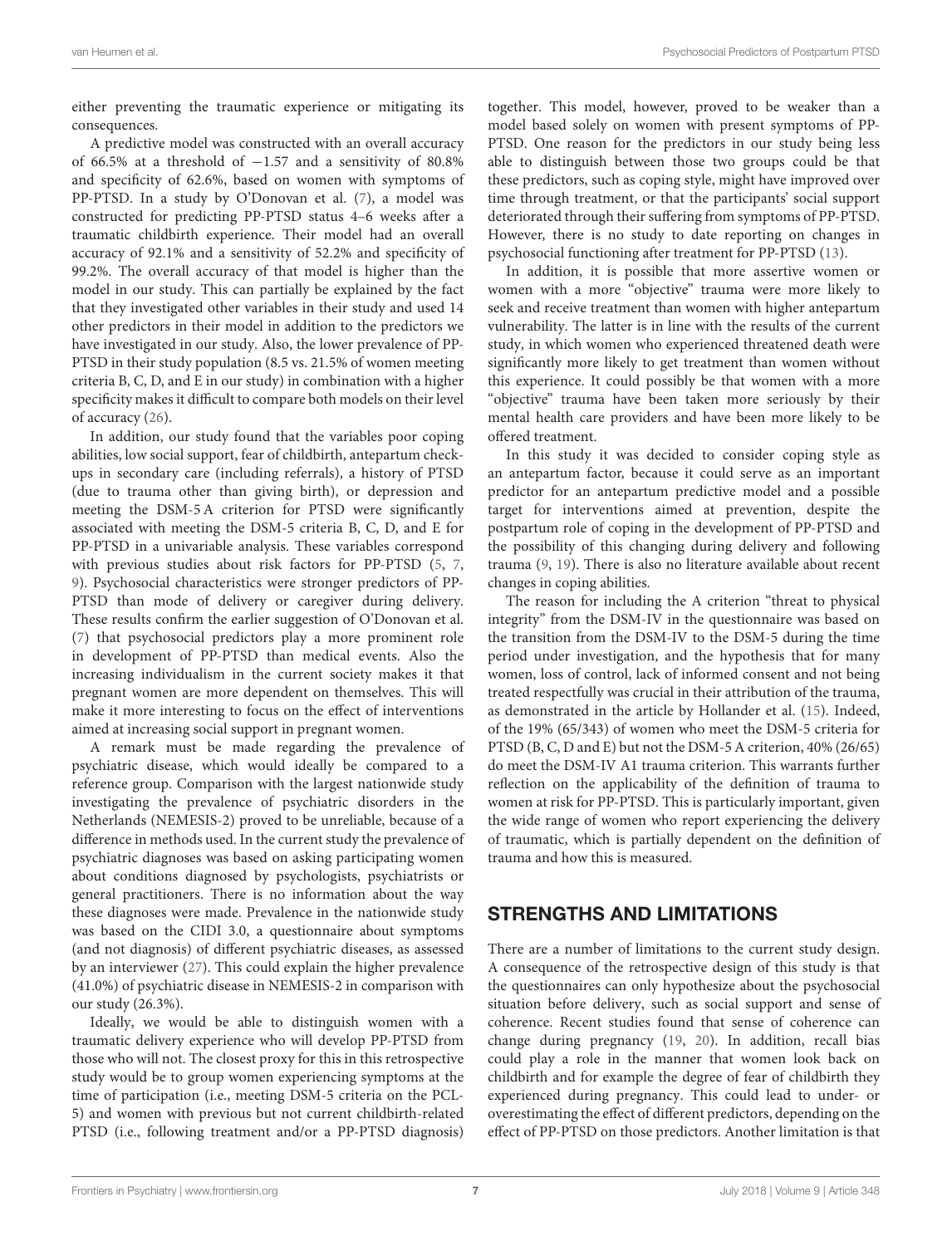either preventing the traumatic experience or mitigating its consequences.

A predictive model was constructed with an overall accuracy of 66.5% at a threshold of −1.57 and a sensitivity of 80.8% and specificity of 62.6%, based on women with symptoms of PP-PTSD. In a study by O'Donovan et al. (7), a model was constructed for predicting PP-PTSD status 4–6 weeks after a traumatic childbirth experience. Their model had an overall accuracy of 92.1% and a sensitivity of 52.2% and specificity of 99.2%. The overall accuracy of that model is higher than the model in our study. This can partially be explained by the fact that they investigated other variables in their study and used 14 other predictors in their model in addition to the predictors we have investigated in our study. Also, the lower prevalence of PP-PTSD in their study population (8.5 vs. 21.5% of women meeting criteria B, C, D, and E in our study) in combination with a higher specificity makes it difficult to compare both models on their level of accuracy (26).

In addition, our study found that the variables poor coping abilities, low social support, fear of childbirth, antepartum check-ups in secondary care (including referrals), a history of PTSD (due to trauma other than giving birth), or depression and meeting the DSM-5 A criterion for PTSD were significantly associated with meeting the DSM-5 criteria B, C, D, and E for PP-PTSD in a univariable analysis. These variables correspond with previous studies about risk factors for PP-PTSD (5, 7, 9). Psychosocial characteristics were stronger predictors of PP-PTSD than mode of delivery or caregiver during delivery. These results confirm the earlier suggestion of O'Donovan et al. (7) that psychosocial predictors play a more prominent role in development of PP-PTSD than medical events. Also the increasing individualism in the current society makes it that pregnant women are more dependent on themselves. This will make it more interesting to focus on the effect of interventions aimed at increasing social support in pregnant women.

A remark must be made regarding the prevalence of psychiatric disease, which would ideally be compared to a reference group. Comparison with the largest nationwide study investigating the prevalence of psychiatric disorders in the Netherlands (NEMESIS-2) proved to be unreliable, because of a difference in methods used. In the current study the prevalence of psychiatric diagnoses was based on asking participating women about conditions diagnosed by psychologists, psychiatrists or general practitioners. There is no information about the way these diagnoses were made. Prevalence in the nationwide study was based on the CIDI 3.0, a questionnaire about symptoms (and not diagnosis) of different psychiatric diseases, as assessed by an interviewer (27). This could explain the higher prevalence (41.0%) of psychiatric disease in NEMESIS-2 in comparison with our study (26.3%).

Ideally, we would be able to distinguish women with a traumatic delivery experience who will develop PP-PTSD from those who will not. The closest proxy for this in this retrospective study would be to group women experiencing symptoms at the time of participation (i.e., meeting DSM-5 criteria on the PCL-5) and women with previous but not current childbirth-related PTSD (i.e., following treatment and/or a PP-PTSD diagnosis) together. This model, however, proved to be weaker than a model based solely on women with present symptoms of PP-PTSD. One reason for the predictors in our study being less able to distinguish between those two groups could be that these predictors, such as coping style, might have improved over time through treatment, or that the participants' social support deteriorated through their suffering from symptoms of PP-PTSD. However, there is no study to date reporting on changes in psychosocial functioning after treatment for PP-PTSD (13).

In addition, it is possible that more assertive women or women with a more "objective" trauma were more likely to seek and receive treatment than women with higher antepartum vulnerability. The latter is in line with the results of the current study, in which women who experienced threatened death were significantly more likely to get treatment than women without this experience. It could possibly be that women with a more "objective" trauma have been taken more seriously by their mental health care providers and have been more likely to be offered treatment.

In this study it was decided to consider coping style as an antepartum factor, because it could serve as an important predictor for an antepartum predictive model and a possible target for interventions aimed at prevention, despite the postpartum role of coping in the development of PP-PTSD and the possibility of this changing during delivery and following trauma (9, 19). There is also no literature available about recent changes in coping abilities.

The reason for including the A criterion "threat to physical integrity" from the DSM-IV in the questionnaire was based on the transition from the DSM-IV to the DSM-5 during the time period under investigation, and the hypothesis that for many women, loss of control, lack of informed consent and not being treated respectfully was crucial in their attribution of the trauma, as demonstrated in the article by Hollander et al. (15). Indeed, of the 19% (65/343) of women who meet the DSM-5 criteria for PTSD (B, C, D and E) but not the DSM-5 A criterion, 40% (26/65) do meet the DSM-IV A1 trauma criterion. This warrants further reflection on the applicability of the definition of trauma to women at risk for PP-PTSD. This is particularly important, given the wide range of women who report experiencing the delivery of traumatic, which is partially dependent on the definition of trauma and how this is measured.

## STRENGTHS AND LIMITATIONS

There are a number of limitations to the current study design. A consequence of the retrospective design of this study is that the questionnaires can only hypothesize about the psychosocial situation before delivery, such as social support and sense of coherence. Recent studies found that sense of coherence can change during pregnancy (19, 20). In addition, recall bias could play a role in the manner that women look back on childbirth and for example the degree of fear of childbirth they experienced during pregnancy. This could lead to under- or overestimating the effect of different predictors, depending on the effect of PP-PTSD on those predictors. Another limitation is that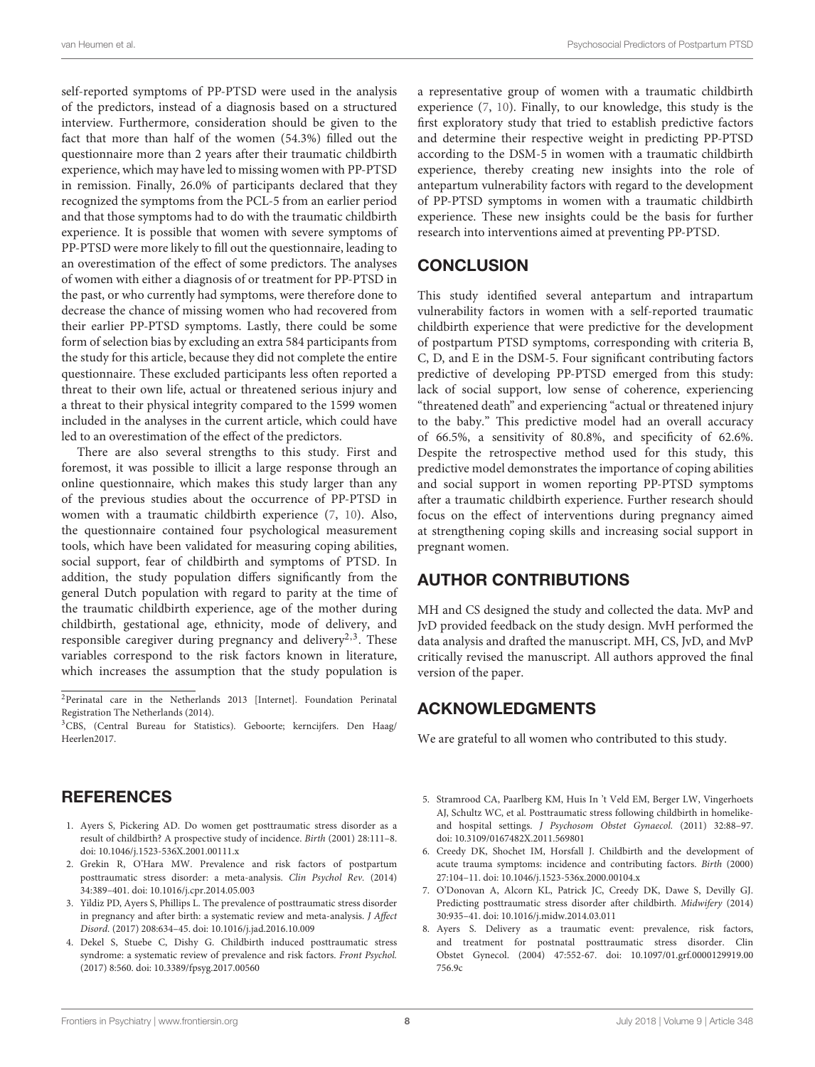self-reported symptoms of PP-PTSD were used in the analysis of the predictors, instead of a diagnosis based on a structured interview. Furthermore, consideration should be given to the fact that more than half of the women (54.3%) filled out the questionnaire more than 2 years after their traumatic childbirth experience, which may have led to missing women with PP-PTSD in remission. Finally, 26.0% of participants declared that they recognized the symptoms from the PCL-5 from an earlier period and that those symptoms had to do with the traumatic childbirth experience. It is possible that women with severe symptoms of PP-PTSD were more likely to fill out the questionnaire, leading to an overestimation of the effect of some predictors. The analyses of women with either a diagnosis of or treatment for PP-PTSD in the past, or who currently had symptoms, were therefore done to decrease the chance of missing women who had recovered from their earlier PP-PTSD symptoms. Lastly, there could be some form of selection bias by excluding an extra 584 participants from the study for this article, because they did not complete the entire questionnaire. These excluded participants less often reported a threat to their own life, actual or threatened serious injury and a threat to their physical integrity compared to the 1599 women included in the analyses in the current article, which could have led to an overestimation of the effect of the predictors.

There are also several strengths to this study. First and foremost, it was possible to illicit a large response through an online questionnaire, which makes this study larger than any of the previous studies about the occurrence of PP-PTSD in women with a traumatic childbirth experience (7, 10). Also, the questionnaire contained four psychological measurement tools, which have been validated for measuring coping abilities, social support, fear of childbirth and symptoms of PTSD. In addition, the study population differs significantly from the general Dutch population with regard to parity at the time of the traumatic childbirth experience, age of the mother during childbirth, gestational age, ethnicity, mode of delivery, and responsible caregiver during pregnancy and delivery[2,3]. These variables correspond to the risk factors known in literature, which increases the assumption that the study population is a representative group of women with a traumatic childbirth experience (7, 10). Finally, to our knowledge, this study is the first exploratory study that tried to establish predictive factors and determine their respective weight in predicting PP-PTSD according to the DSM-5 in women with a traumatic childbirth experience, thereby creating new insights into the role of antepartum vulnerability factors with regard to the development of PP-PTSD symptoms in women with a traumatic childbirth experience. These new insights could be the basis for further research into interventions aimed at preventing PP-PTSD.

[2]Perinatal care in the Netherlands 2013 [Internet]. Foundation Perinatal Registration The Netherlands (2014).

[3]CBS, (Central Bureau for Statistics). Geboorte; kerncijfers. Den Haag/ Heerlen2017.

## CONCLUSION

This study identified several antepartum and intrapartum vulnerability factors in women with a self-reported traumatic childbirth experience that were predictive for the development of postpartum PTSD symptoms, corresponding with criteria B, C, D, and E in the DSM-5. Four significant contributing factors predictive of developing PP-PTSD emerged from this study: lack of social support, low sense of coherence, experiencing "threatened death" and experiencing "actual or threatened injury to the baby." This predictive model had an overall accuracy of 66.5%, a sensitivity of 80.8%, and specificity of 62.6%. Despite the retrospective method used for this study, this predictive model demonstrates the importance of coping abilities and social support in women reporting PP-PTSD symptoms after a traumatic childbirth experience. Further research should focus on the effect of interventions during pregnancy aimed at strengthening coping skills and increasing social support in pregnant women.

## AUTHOR CONTRIBUTIONS

MH and CS designed the study and collected the data. MvP and JvD provided feedback on the study design. MvH performed the data analysis and drafted the manuscript. MH, CS, JvD, and MvP critically revised the manuscript. All authors approved the final version of the paper.

## ACKNOWLEDGMENTS

We are grateful to all women who contributed to this study.

## REFERENCES

1. Ayers S, Pickering AD. Do women get posttraumatic stress disorder as a result of childbirth? A prospective study of incidence. *Birth* (2001) 28:111–8. doi: 10.1046/j.1523-536X.2001.00111.x
2. Grekin R, O'Hara MW. Prevalence and risk factors of postpartum posttraumatic stress disorder: a meta-analysis. *Clin Psychol Rev.* (2014) 34:389–401. doi: 10.1016/j.cpr.2014.05.003
3. Yildiz PD, Ayers S, Phillips L. The prevalence of posttraumatic stress disorder in pregnancy and after birth: a systematic review and meta-analysis. *J Affect Disord.* (2017) 208:634–45. doi: 10.1016/j.jad.2016.10.009
4. Dekel S, Stuebe C, Dishy G. Childbirth induced posttraumatic stress syndrome: a systematic review of prevalence and risk factors. *Front Psychol.* (2017) 8:560. doi: 10.3389/fpsyg.2017.00560
5. Stramrood CA, Paarlberg KM, Huis In 't Veld EM, Berger LW, Vingerhoets AJ, Schultz WC, et al. Posttraumatic stress following childbirth in homelike- and hospital settings. *J Psychosom Obstet Gynaecol.* (2011) 32:88–97. doi: 10.3109/0167482X.2011.569801
6. Creedy DK, Shochet IM, Horsfall J. Childbirth and the development of acute trauma symptoms: incidence and contributing factors. *Birth* (2000) 27:104–11. doi: 10.1046/j.1523-536x.2000.00104.x
7. O'Donovan A, Alcorn KL, Patrick JC, Creedy DK, Dawe S, Devilly GJ. Predicting posttraumatic stress disorder after childbirth. *Midwifery* (2014) 30:935–41. doi: 10.1016/j.midw.2014.03.011
8. Ayers S. Delivery as a traumatic event: prevalence, risk factors, and treatment for postnatal posttraumatic stress disorder. Clin Obstet Gynecol. (2004) 47:552-67. doi: 10.1097/01.grf.0000129919.00756.9c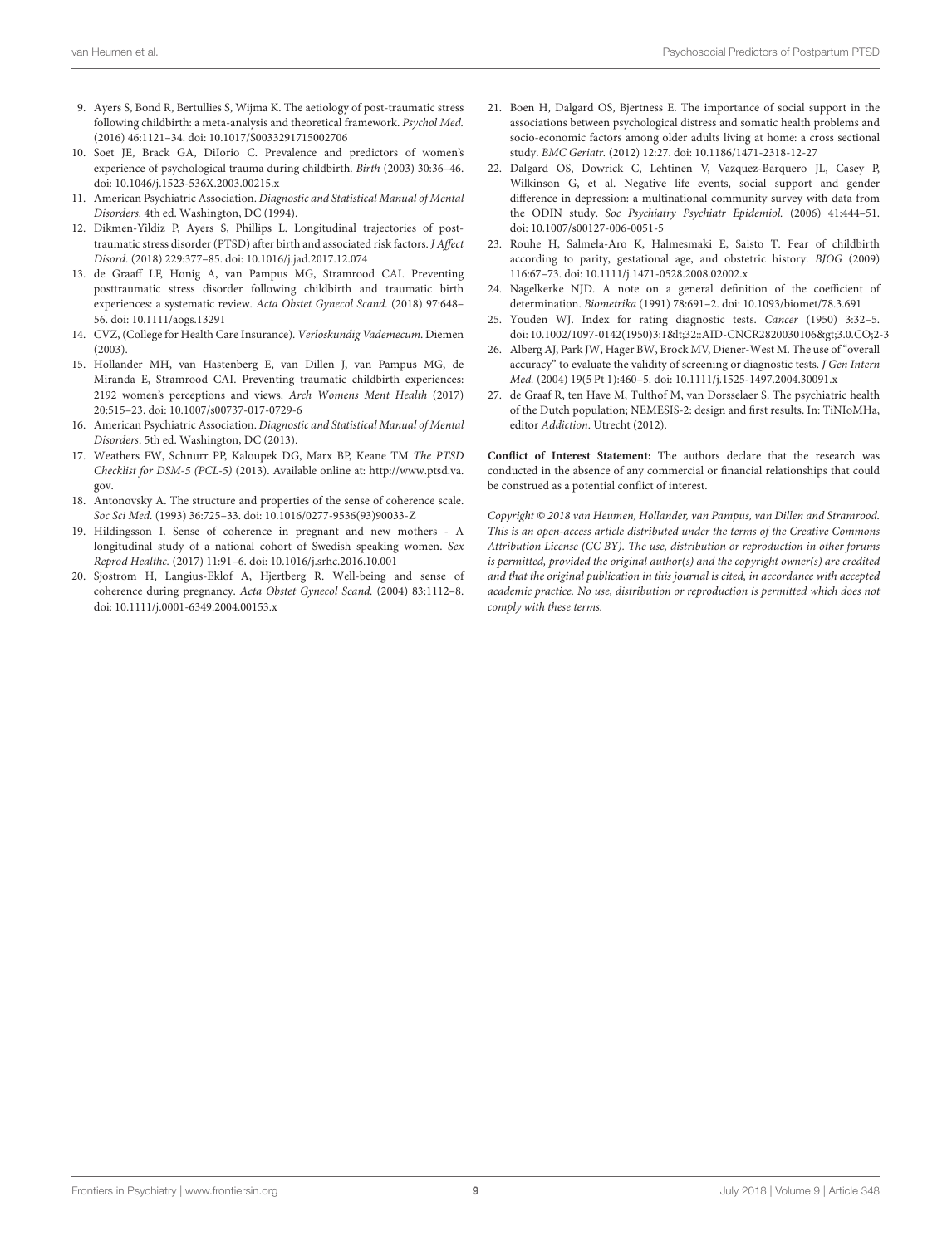9. Ayers S, Bond R, Bertullies S, Wijma K. The aetiology of post-traumatic stress following childbirth: a meta-analysis and theoretical framework. *Psychol Med.* (2016) 46:1121–34. doi: 10.1017/S0033291715002706
10. Soet JE, Brack GA, DiIorio C. Prevalence and predictors of women's experience of psychological trauma during childbirth. *Birth* (2003) 30:36–46. doi: 10.1046/j.1523-536X.2003.00215.x
11. American Psychiatric Association. *Diagnostic and Statistical Manual of Mental Disorders*. 4th ed. Washington, DC (1994).
12. Dikmen-Yildiz P, Ayers S, Phillips L. Longitudinal trajectories of post-traumatic stress disorder (PTSD) after birth and associated risk factors. *J Affect Disord*. (2018) 229:377–85. doi: 10.1016/j.jad.2017.12.074
13. de Graaff LF, Honig A, van Pampus MG, Stramrood CAI. Preventing posttraumatic stress disorder following childbirth and traumatic birth experiences: a systematic review. *Acta Obstet Gynecol Scand*. (2018) 97:648–56. doi: 10.1111/aogs.13291
14. CVZ, (College for Health Care Insurance). *Verloskundig Vademecum*. Diemen (2003).
15. Hollander MH, van Hastenberg E, van Dillen J, van Pampus MG, de Miranda E, Stramrood CAI. Preventing traumatic childbirth experiences: 2192 women's perceptions and views. *Arch Womens Ment Health* (2017) 20:515–23. doi: 10.1007/s00737-017-0729-6
16. American Psychiatric Association. *Diagnostic and Statistical Manual of Mental Disorders*. 5th ed. Washington, DC (2013).
17. Weathers FW, Schnurr PP, Kaloupek DG, Marx BP, Keane TM *The PTSD Checklist for DSM-5 (PCL-5)* (2013). Available online at: http://www.ptsd.va.gov.
18. Antonovsky A. The structure and properties of the sense of coherence scale. *Soc Sci Med*. (1993) 36:725–33. doi: 10.1016/0277-9536(93)90033-Z
19. Hildingsson I. Sense of coherence in pregnant and new mothers - A longitudinal study of a national cohort of Swedish speaking women. *Sex Reprod Healthc.* (2017) 11:91–6. doi: 10.1016/j.srhc.2016.10.001
20. Sjostrom H, Langius-Eklof A, Hjertberg R. Well-being and sense of coherence during pregnancy. *Acta Obstet Gynecol Scand.* (2004) 83:1112–8. doi: 10.1111/j.0001-6349.2004.00153.x
21. Boen H, Dalgard OS, Bjertness E. The importance of social support in the associations between psychological distress and somatic health problems and socio-economic factors among older adults living at home: a cross sectional study. *BMC Geriatr.* (2012) 12:27. doi: 10.1186/1471-2318-12-27
22. Dalgard OS, Dowrick C, Lehtinen V, Vazquez-Barquero JL, Casey P, Wilkinson G, et al. Negative life events, social support and gender difference in depression: a multinational community survey with data from the ODIN study. *Soc Psychiatry Psychiatr Epidemiol.* (2006) 41:444–51. doi: 10.1007/s00127-006-0051-5
23. Rouhe H, Salmela-Aro K, Halmesmaki E, Saisto T. Fear of childbirth according to parity, gestational age, and obstetric history. *BJOG* (2009) 116:67–73. doi: 10.1111/j.1471-0528.2008.02002.x
24. Nagelkerke NJD. A note on a general definition of the coefficient of determination. *Biometrika* (1991) 78:691–2. doi: 10.1093/biomet/78.3.691
25. Youden WJ. Index for rating diagnostic tests. *Cancer* (1950) 3:32–5. doi: 10.1002/1097-0142(1950)3:1&lt;32::AID-CNCR2820030106&gt;3.0.CO;2-3
26. Alberg AJ, Park JW, Hager BW, Brock MV, Diener-West M. The use of "overall accuracy" to evaluate the validity of screening or diagnostic tests. *J Gen Intern Med.* (2004) 19(5 Pt 1):460–5. doi: 10.1111/j.1525-1497.2004.30091.x
27. de Graaf R, ten Have M, Tulthof M, van Dorsselaer S. The psychiatric health of the Dutch population; NEMESIS-2: design and first results. In: TiNIoMHa, editor *Addiction*. Utrecht (2012).

**Conflict of Interest Statement:** The authors declare that the research was conducted in the absence of any commercial or financial relationships that could be construed as a potential conflict of interest.

*Copyright © 2018 van Heumen, Hollander, van Pampus, van Dillen and Stramrood. This is an open-access article distributed under the terms of the Creative Commons Attribution License (CC BY). The use, distribution or reproduction in other forums is permitted, provided the original author(s) and the copyright owner(s) are credited and that the original publication in this journal is cited, in accordance with accepted academic practice. No use, distribution or reproduction is permitted which does not comply with these terms.*